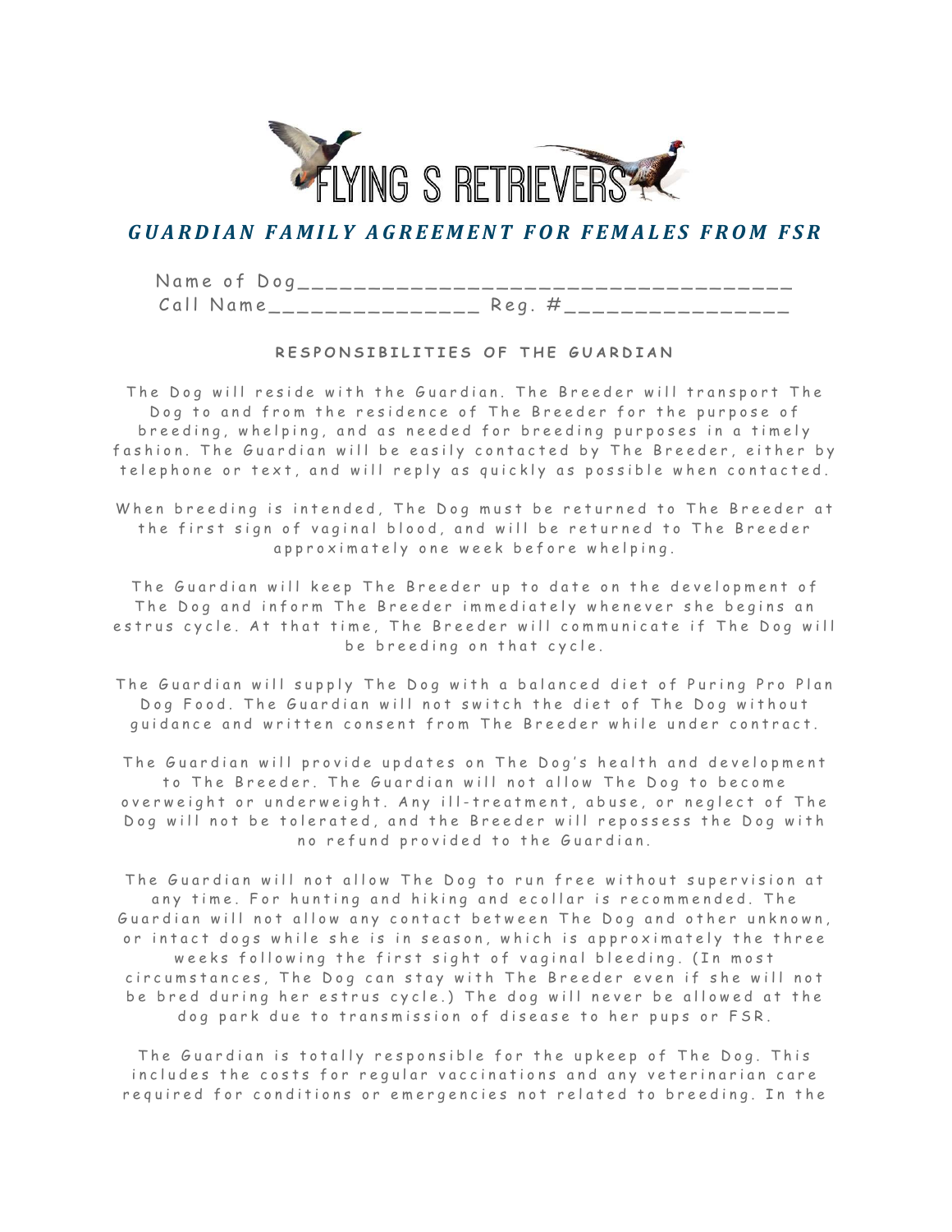# FLYING S RETRIEVERS

## *GUARDIAN FAMILY AGREEMENT FOR FEMALES FROM FSR*

Name of Dog_____________________________________

Call Name_______________ Reg. #________________

### RESPONSIBILITIES OF THE GUARDIAN

The Dog will reside with the Guardian. The Breeder will transport The Dog to and from the residence of The Breeder for the purpose of breeding, whelping, and as needed for breeding purposes in a timely fashion. The Guardian will be easily contacted by The Breeder, either by telephone or text, and will reply as quickly as possible when contacted.

When breeding is intended, The Dog must be returned to The Breeder at the first sign of vaginal blood, and will be returned to The Breeder approximately one week before whelping.

The Guardian will keep The Breeder up to date on the development of The Dog and inform The Breeder immediately whenever she begins an estrus cycle. At that time, The Breeder will communicate if The Dog will be breeding on that cycle.

The Guardian will supply The Dog with a balanced diet of Puring Pro Plan Dog Food. The Guardian will not switch the diet of The Dog without guidance and written consent from The Breeder while under contract.

The Guardian will provide updates on The Dog's health and development to The Breeder. The Guardian will not allow The Dog to become overweight or underweight. Any ill-treatment, abuse, or neglect of The Dog will not be tolerated, and the Breeder will repossess the Dog with no refund provided to the Guardian.

The Guardian will not allow The Dog to run free without supervision at any time. For hunting and hiking and ecollar is recommended. The Guardian will not allow any contact between The Dog and other unknown, or intact dogs while she is in season, which is approximately the three weeks following the first sight of vaginal bleeding. (In most circumstances, The Dog can stay with The Breeder even if she will not be bred during her estrus cycle.) The dog will never be allowed at the dog park due to transmission of disease to her pups or FSR.

The Guardian is totally responsible for the upkeep of The Dog. This includes the costs for regular vaccinations and any veterinarian care required for conditions or emergencies not related to breeding. In the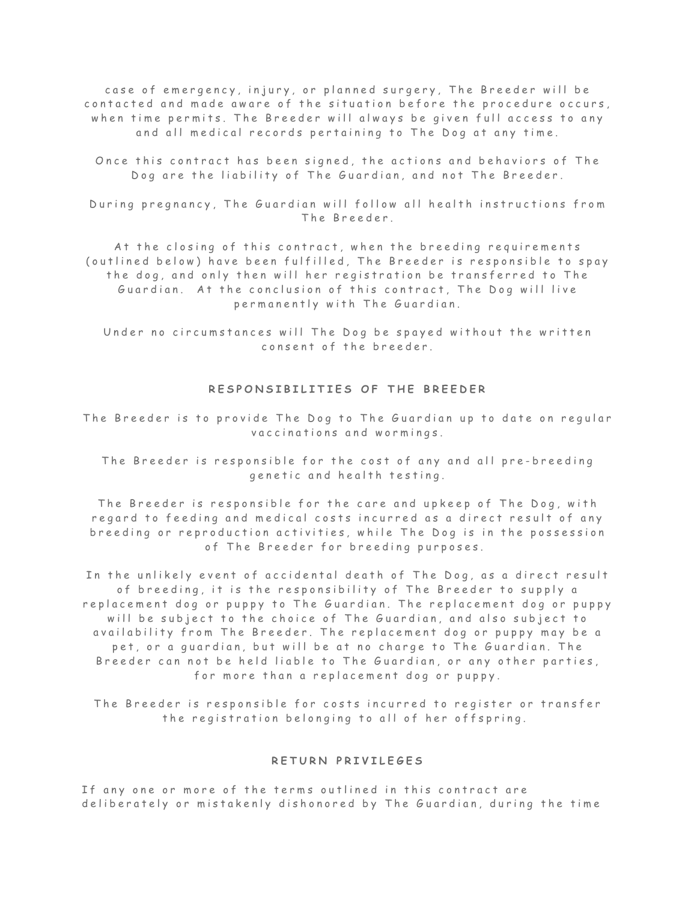case of emergency, injury, or planned surgery, The Breeder will be contacted and made aware of the situation before the procedure occurs, when time permits. The Breeder will always be given full access to any and all medical records pertaining to The Dog at any time.

Once this contract has been signed, the actions and behaviors of The Dog are the liability of The Guardian, and not The Breeder.

During pregnancy, The Guardian will follow all health instructions from The Breeder.

At the closing of this contract, when the breeding requirements (outlined below) have been fulfilled, The Breeder is responsible to spay the dog, and only then will her registration be transferred to The Guardian. At the conclusion of this contract, The Dog will live permanently with The Guardian.

Under no circumstances will The Dog be spayed without the written consent of the breeder.

## RESPONSIBILITIES OF THE BREEDER

The Breeder is to provide The Dog to The Guardian up to date on regular vaccinations and wormings.

The Breeder is responsible for the cost of any and all pre-breeding genetic and health testing.

The Breeder is responsible for the care and upkeep of The Dog, with regard to feeding and medical costs incurred as a direct result of any breeding or reproduction activities, while The Dog is in the possession of The Breeder for breeding purposes.

In the unlikely event of accidental death of The Dog, as a direct result of breeding, it is the responsibility of The Breeder to supply a replacement dog or puppy to The Guardian. The replacement dog or puppy will be subject to the choice of The Guardian, and also subject to availability from The Breeder. The replacement dog or puppy may be a pet, or a guardian, but will be at no charge to The Guardian. The Breeder can not be held liable to The Guardian, or any other parties, for more than a replacement dog or puppy.

The Breeder is responsible for costs incurred to register or transfer the registration belonging to all of her offspring.

## RETURN PRIVILEGES

If any one or more of the terms outlined in this contract are deliberately or mistakenly dishonored by The Guardian, during the time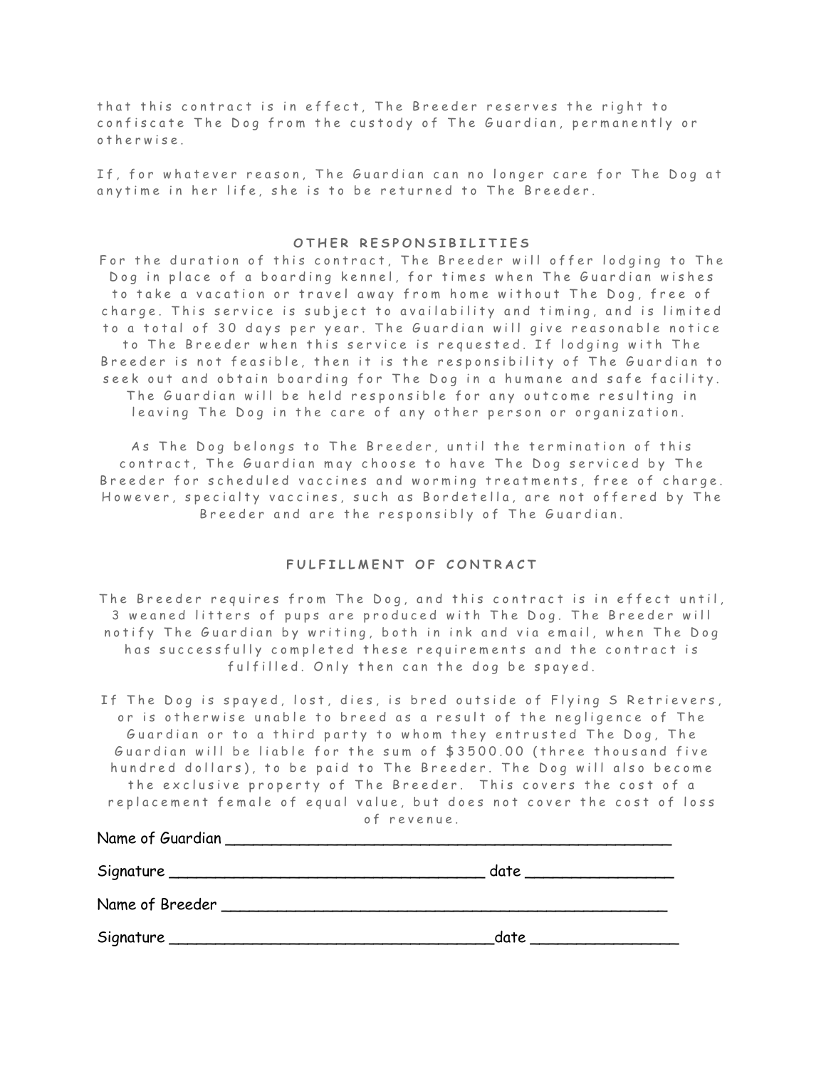that this contract is in effect, The Breeder reserves the right to confiscate The Dog from the custody of The Guardian, permanently or otherwise.

If, for whatever reason, The Guardian can no longer care for The Dog at anytime in her life, she is to be returned to The Breeder.

## OTHER RESPONSIBILITIES

For the duration of this contract, The Breeder will offer lodging to The Dog in place of a boarding kennel, for times when The Guardian wishes to take a vacation or travel away from home without The Dog, free of charge. This service is subject to availability and timing, and is limited to a total of 30 days per year. The Guardian will give reasonable notice to The Breeder when this service is requested. If lodging with The Breeder is not feasible, then it is the responsibility of The Guardian to seek out and obtain boarding for The Dog in a humane and safe facility. The Guardian will be held responsible for any outcome resulting in leaving The Dog in the care of any other person or organization.

As The Dog belongs to The Breeder, until the termination of this contract, The Guardian may choose to have The Dog serviced by The Breeder for scheduled vaccines and worming treatments, free of charge. However, specialty vaccines, such as Bordetella, are not offered by The Breeder and are the responsibly of The Guardian.

## FULFILLMENT OF CONTRACT

The Breeder requires from The Dog, and this contract is in effect until, 3 weaned litters of pups are produced with The Dog. The Breeder will notify The Guardian by writing, both in ink and via email, when The Dog has successfully completed these requirements and the contract is fulfilled. Only then can the dog be spayed.

If The Dog is spayed, lost, dies, is bred outside of Flying S Retrievers, or is otherwise unable to breed as a result of the negligence of The Guardian or to a third party to whom they entrusted The Dog, The Guardian will be liable for the sum of $3500.00 (three thousand five hundred dollars), to be paid to The Breeder. The Dog will also become the exclusive property of The Breeder. This covers the cost of a replacement female of equal value, but does not cover the cost of loss of revenue.

Name of Guardian ______________________________________________

Signature _________________________________ date _______________

Name of Breeder _________________________________________________

Signature __________________________________date _______________